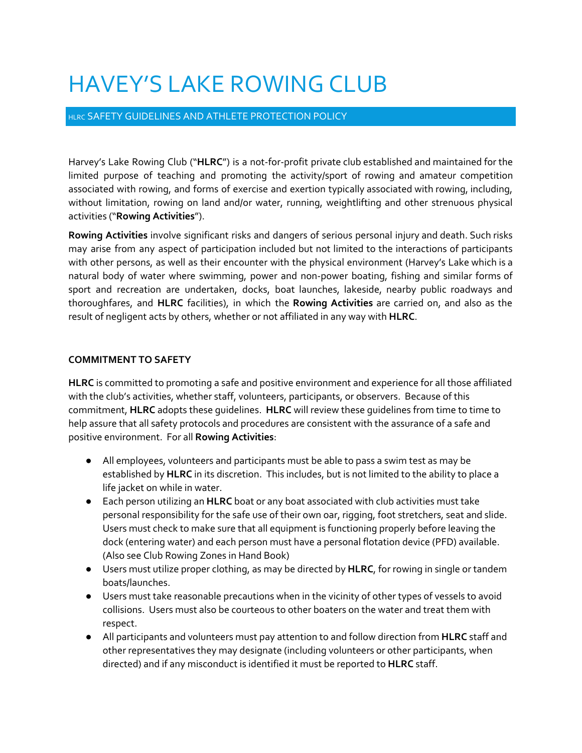# HAVEY'S LAKE ROWING CLUB

## HLRC SAFETY GUIDELINES AND ATHLETE PROTECTION POLICY

Harvey's Lake Rowing Club ("**HLRC**") is a not-for-profit private club established and maintained for the limited purpose of teaching and promoting the activity/sport of rowing and amateur competition associated with rowing, and forms of exercise and exertion typically associated with rowing, including, without limitation, rowing on land and/or water, running, weightlifting and other strenuous physical activities ("**Rowing Activities**").

**Rowing Activities** involve significant risks and dangers of serious personal injury and death. Such risks may arise from any aspect of participation included but not limited to the interactions of participants with other persons, as well as their encounter with the physical environment (Harvey's Lake which is a natural body of water where swimming, power and non-power boating, fishing and similar forms of sport and recreation are undertaken, docks, boat launches, lakeside, nearby public roadways and thoroughfares, and **HLRC** facilities), in which the **Rowing Activities** are carried on, and also as the result of negligent acts by others, whether or not affiliated in any way with **HLRC**.

### COMMITMENT TO SAFETY

**HLRC** is committed to promoting a safe and positive environment and experience for all those affiliated with the club's activities, whether staff, volunteers, participants, or observers. Because of this commitment, **HLRC** adopts these guidelines. **HLRC** will review these guidelines from time to time to help assure that all safety protocols and procedures are consistent with the assurance of a safe and positive environment. For all **Rowing Activities**:

- All employees, volunteers and participants must be able to pass a swim test as may be established by **HLRC** in its discretion. This includes, but is not limited to the ability to place a life jacket on while in water.
- Each person utilizing an **HLRC** boat or any boat associated with club activities must take personal responsibility for the safe use of their own oar, rigging, foot stretchers, seat and slide. Users must check to make sure that all equipment is functioning properly before leaving the dock (entering water) and each person must have a personal flotation device (PFD) available. (Also see Club Rowing Zones in Hand Book)
- Users must utilize proper clothing, as may be directed by **HLRC**, for rowing in single or tandem boats/launches.
- Users must take reasonable precautions when in the vicinity of other types of vessels to avoid collisions. Users must also be courteous to other boaters on the water and treat them with respect.
- All participants and volunteers must pay attention to and follow direction from **HLRC** staff and other representatives they may designate (including volunteers or other participants, when directed) and if any misconduct is identified it must be reported to **HLRC** staff.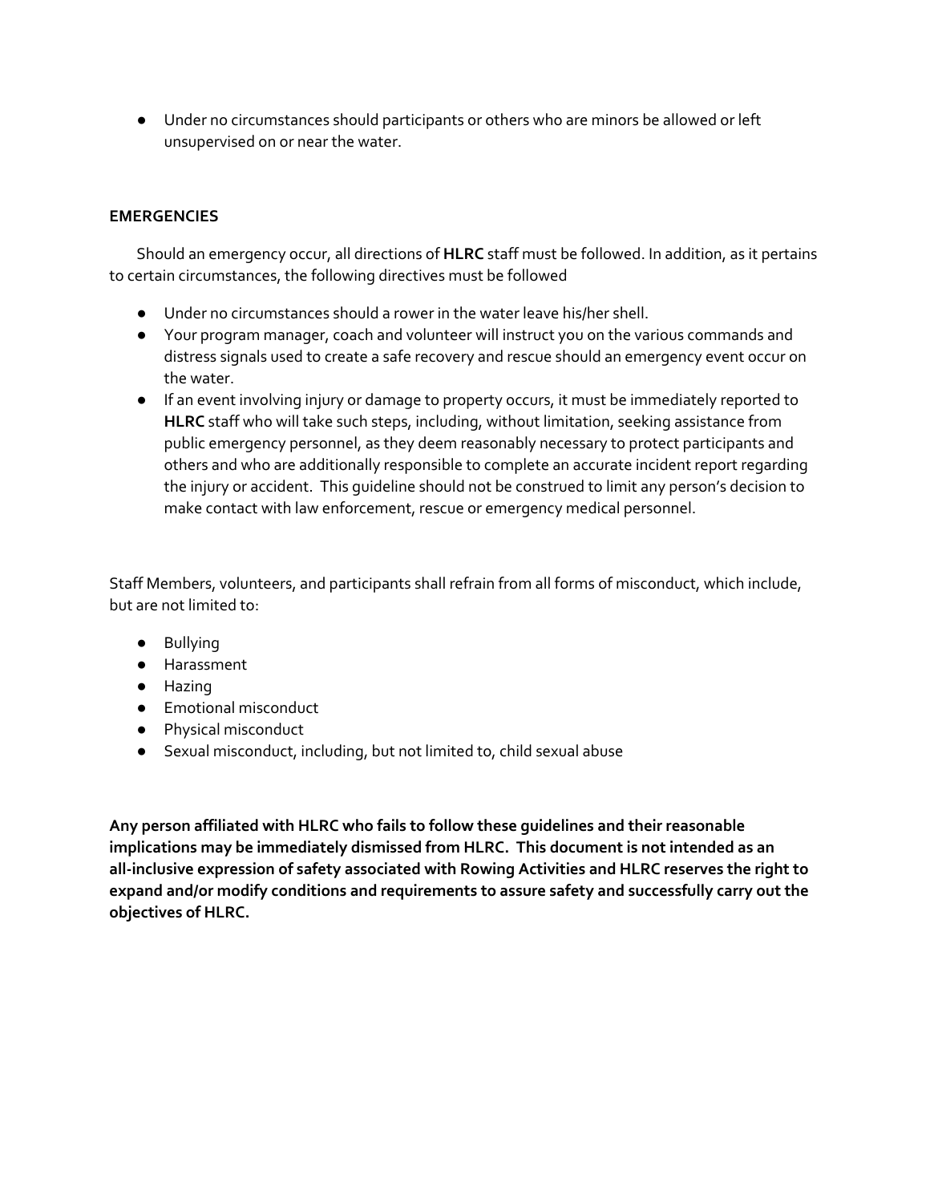- Under no circumstances should participants or others who are minors be allowed or left unsupervised on or near the water.

## EMERGENCIES

Should an emergency occur, all directions of **HLRC** staff must be followed. In addition, as it pertains to certain circumstances, the following directives must be followed

- Under no circumstances should a rower in the water leave his/her shell.
- Your program manager, coach and volunteer will instruct you on the various commands and distress signals used to create a safe recovery and rescue should an emergency event occur on the water.
- If an event involving injury or damage to property occurs, it must be immediately reported to **HLRC** staff who will take such steps, including, without limitation, seeking assistance from public emergency personnel, as they deem reasonably necessary to protect participants and others and who are additionally responsible to complete an accurate incident report regarding the injury or accident. This guideline should not be construed to limit any person's decision to make contact with law enforcement, rescue or emergency medical personnel.

Staff Members, volunteers, and participants shall refrain from all forms of misconduct, which include, but are not limited to:

- Bullying
- Harassment
- Hazing
- Emotional misconduct
- Physical misconduct
- Sexual misconduct, including, but not limited to, child sexual abuse

**Any person affiliated with HLRC who fails to follow these guidelines and their reasonable implications may be immediately dismissed from HLRC. This document is not intended as an all-inclusive expression of safety associated with Rowing Activities and HLRC reserves the right to expand and/or modify conditions and requirements to assure safety and successfully carry out the objectives of HLRC.**